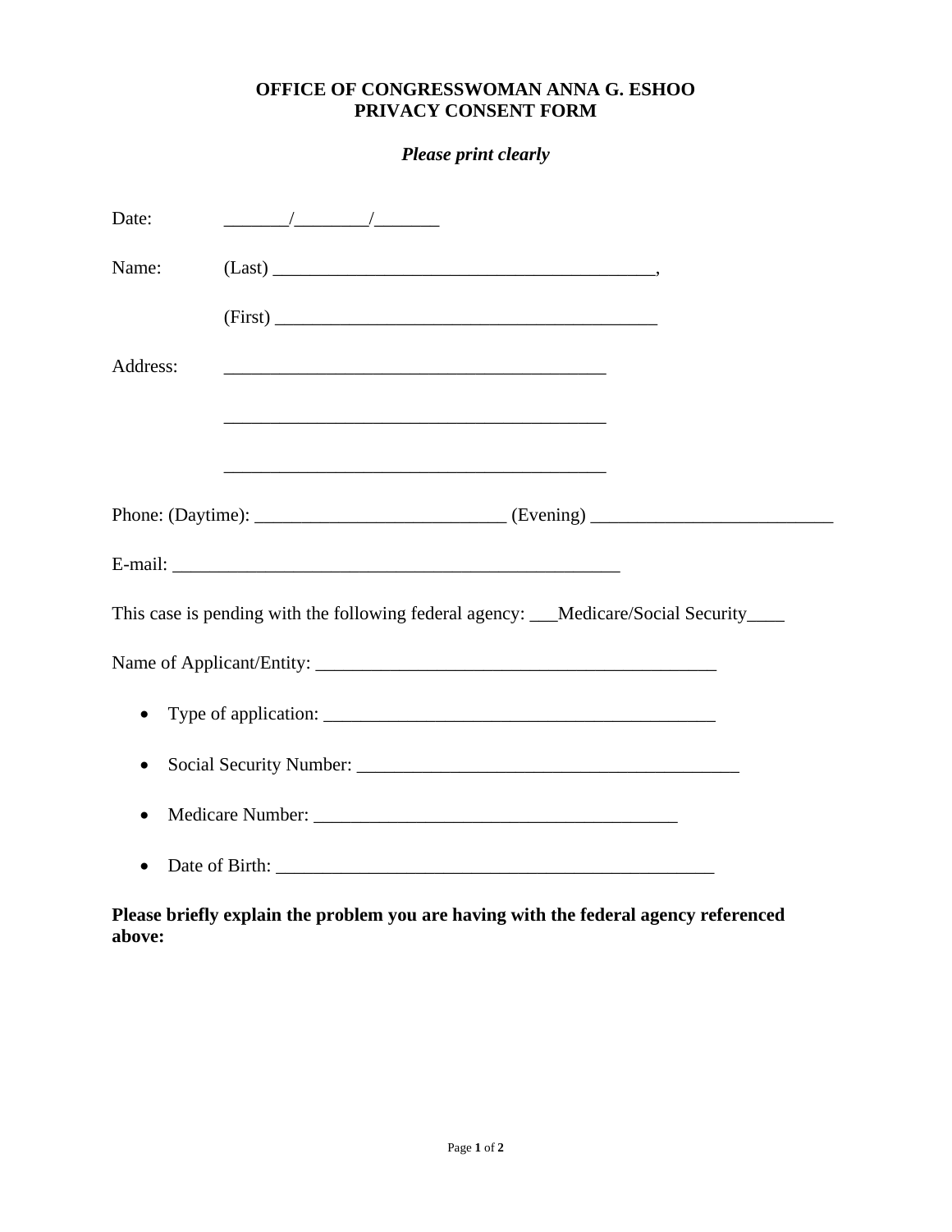**OFFICE OF CONGRESSWOMAN ANNA G. ESHOO**
**PRIVACY CONSENT FORM**

***Please print clearly***

Date: _______/________/_______

Name: (Last) __________________________________________,

(First) __________________________________________

Address: __________________________________________

__________________________________________

__________________________________________

Phone: (Daytime): ___________________________ (Evening) __________________________

E-mail: _________________________________________________

This case is pending with the following federal agency: ___Medicare/Social Security____

Name of Applicant/Entity: ____________________________________________

- Type of application: ___________________________________________
- Social Security Number: __________________________________________
- Medicare Number: ________________________________________
- Date of Birth: ________________________________________________

**Please briefly explain the problem you are having with the federal agency referenced above:**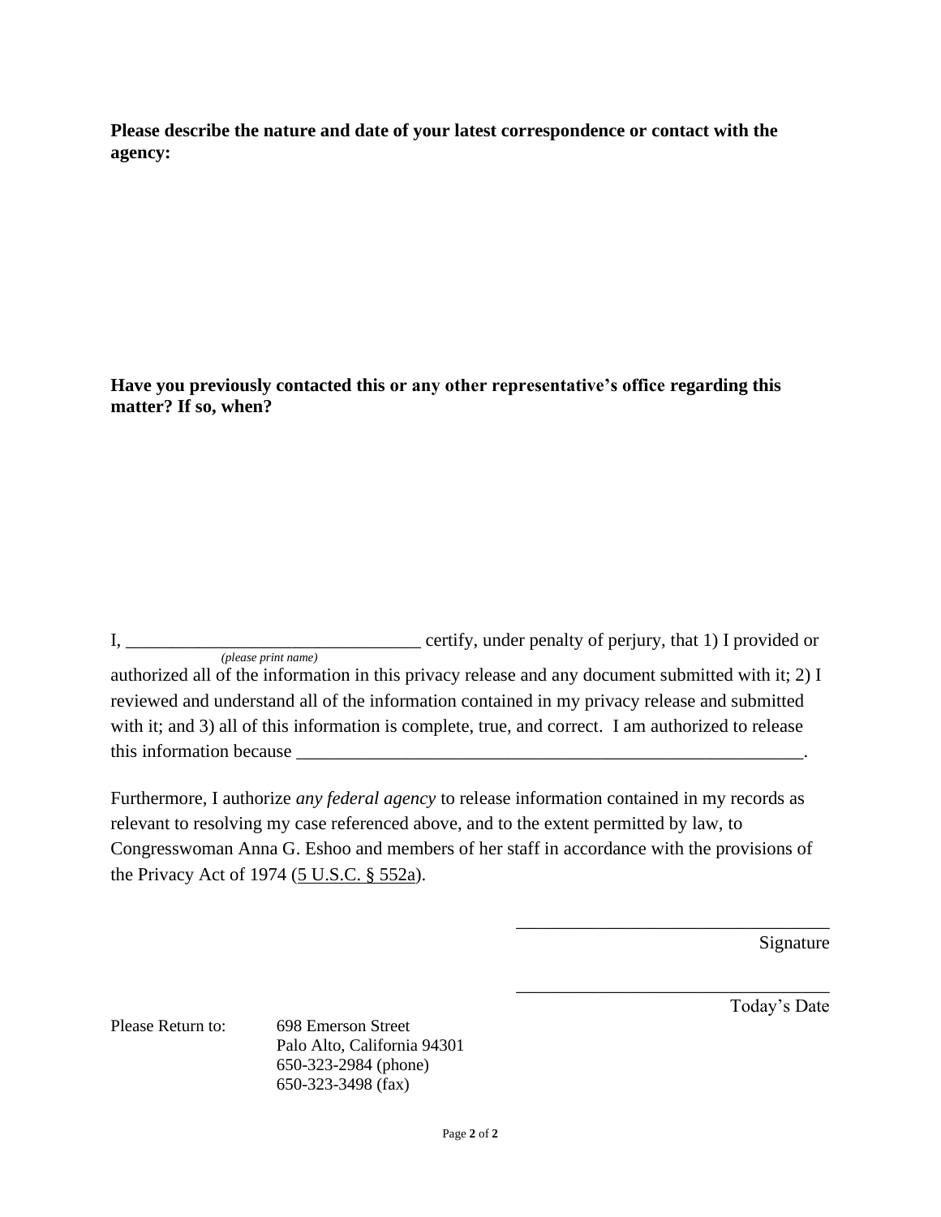**Please describe the nature and date of your latest correspondence or contact with the agency:**

**Have you previously contacted this or any other representative's office regarding this matter? If so, when?**

I, ________________________________ certify, under penalty of perjury, that 1) I provided or
*(please print name)*
authorized all of the information in this privacy release and any document submitted with it; 2) I reviewed and understand all of the information contained in my privacy release and submitted with it; and 3) all of this information is complete, true, and correct. I am authorized to release this information because ________________________________________________________.

Furthermore, I authorize *any federal agency* to release information contained in my records as relevant to resolving my case referenced above, and to the extent permitted by law, to Congresswoman Anna G. Eshoo and members of her staff in accordance with the provisions of the Privacy Act of 1974 (5 U.S.C. § 552a).

__________________________________
Signature

__________________________________
Today's Date

Please Return to:
698 Emerson Street
Palo Alto, California 94301
650-323-2984 (phone)
650-323-3498 (fax)